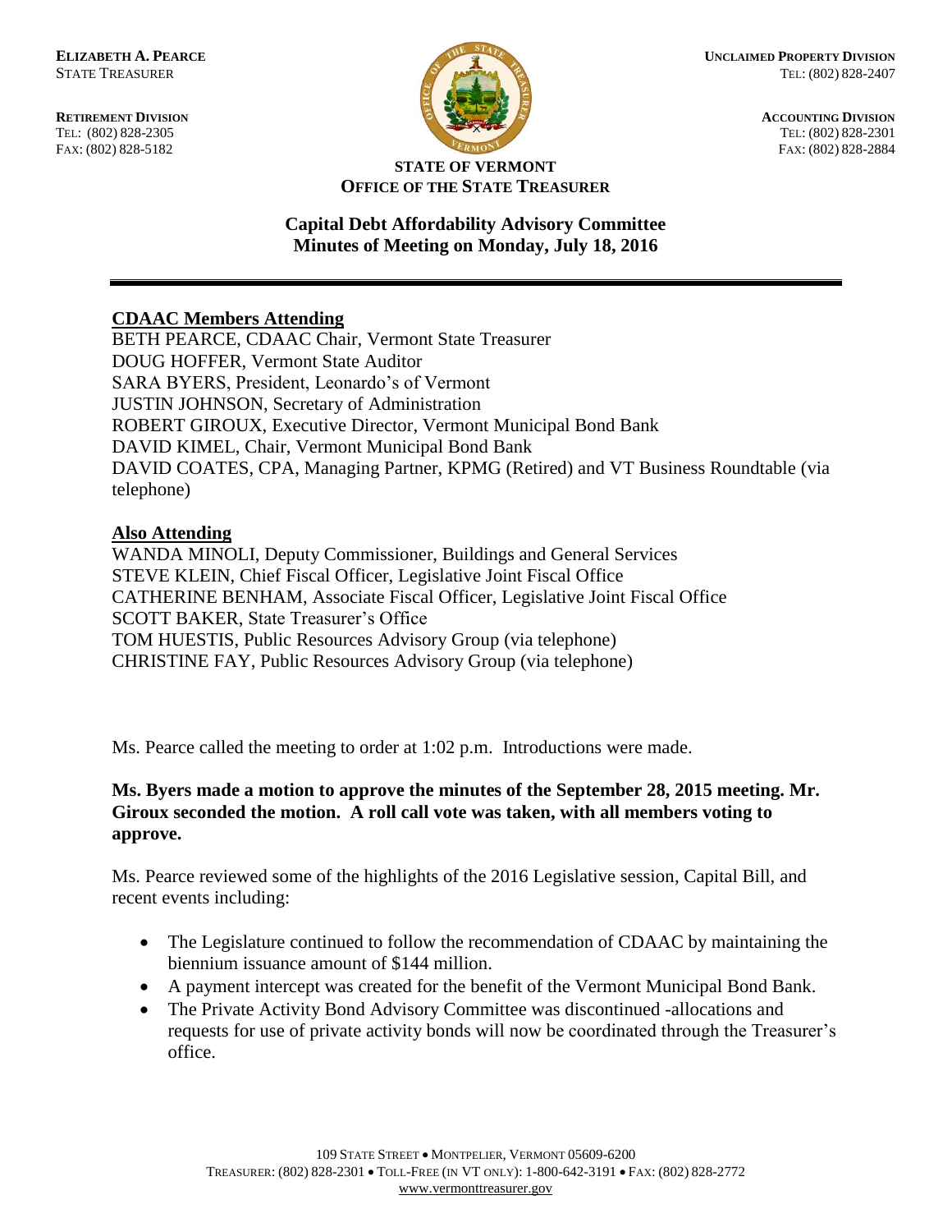**ELIZABETH A. PEARCE**
STATE TREASURER

**RETIREMENT DIVISION**
TEL: (802) 828-2305
FAX: (802) 828-5182

**UNCLAIMED PROPERTY DIVISION**
TEL: (802) 828-2407

**ACCOUNTING DIVISION**
TEL: (802) 828-2301
FAX: (802) 828-2884

**STATE OF VERMONT**
**OFFICE OF THE STATE TREASURER**

# Capital Debt Affordability Advisory Committee
## Minutes of Meeting on Monday, July 18, 2016

---

**CDAAC Members Attending**

BETH PEARCE, CDAAC Chair, Vermont State Treasurer
DOUG HOFFER, Vermont State Auditor
SARA BYERS, President, Leonardo's of Vermont
JUSTIN JOHNSON, Secretary of Administration
ROBERT GIROUX, Executive Director, Vermont Municipal Bond Bank
DAVID KIMEL, Chair, Vermont Municipal Bond Bank
DAVID COATES, CPA, Managing Partner, KPMG (Retired) and VT Business Roundtable (via telephone)

**Also Attending**

WANDA MINOLI, Deputy Commissioner, Buildings and General Services
STEVE KLEIN, Chief Fiscal Officer, Legislative Joint Fiscal Office
CATHERINE BENHAM, Associate Fiscal Officer, Legislative Joint Fiscal Office
SCOTT BAKER, State Treasurer's Office
TOM HUESTIS, Public Resources Advisory Group (via telephone)
CHRISTINE FAY, Public Resources Advisory Group (via telephone)

Ms. Pearce called the meeting to order at 1:02 p.m. Introductions were made.

**Ms. Byers made a motion to approve the minutes of the September 28, 2015 meeting. Mr. Giroux seconded the motion. A roll call vote was taken, with all members voting to approve.**

Ms. Pearce reviewed some of the highlights of the 2016 Legislative session, Capital Bill, and recent events including:

- The Legislature continued to follow the recommendation of CDAAC by maintaining the biennium issuance amount of $144 million.
- A payment intercept was created for the benefit of the Vermont Municipal Bond Bank.
- The Private Activity Bond Advisory Committee was discontinued -allocations and requests for use of private activity bonds will now be coordinated through the Treasurer's office.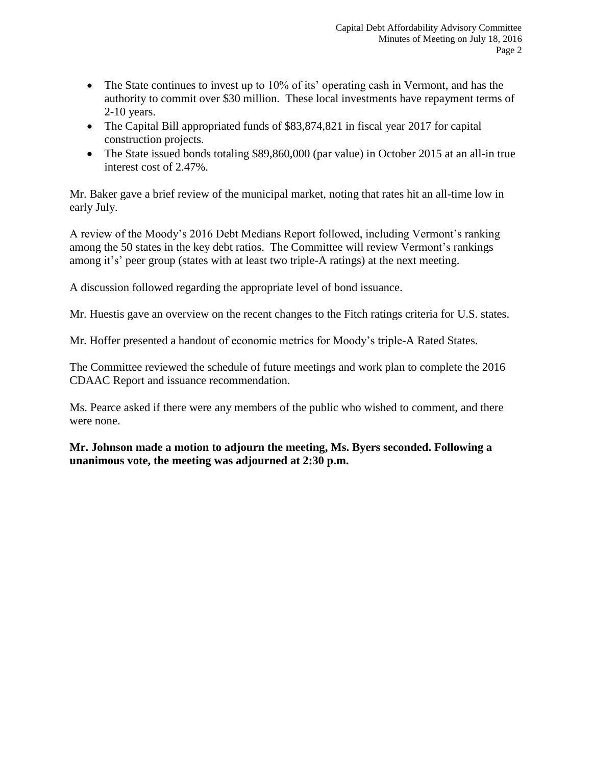- The State continues to invest up to 10% of its' operating cash in Vermont, and has the authority to commit over $30 million. These local investments have repayment terms of 2-10 years.
- The Capital Bill appropriated funds of $83,874,821 in fiscal year 2017 for capital construction projects.
- The State issued bonds totaling $89,860,000 (par value) in October 2015 at an all-in true interest cost of 2.47%.

Mr. Baker gave a brief review of the municipal market, noting that rates hit an all-time low in early July.

A review of the Moody's 2016 Debt Medians Report followed, including Vermont's ranking among the 50 states in the key debt ratios. The Committee will review Vermont's rankings among it's' peer group (states with at least two triple-A ratings) at the next meeting.

A discussion followed regarding the appropriate level of bond issuance.

Mr. Huestis gave an overview on the recent changes to the Fitch ratings criteria for U.S. states.

Mr. Hoffer presented a handout of economic metrics for Moody's triple-A Rated States.

The Committee reviewed the schedule of future meetings and work plan to complete the 2016 CDAAC Report and issuance recommendation.

Ms. Pearce asked if there were any members of the public who wished to comment, and there were none.

**Mr. Johnson made a motion to adjourn the meeting, Ms. Byers seconded. Following a unanimous vote, the meeting was adjourned at 2:30 p.m.**